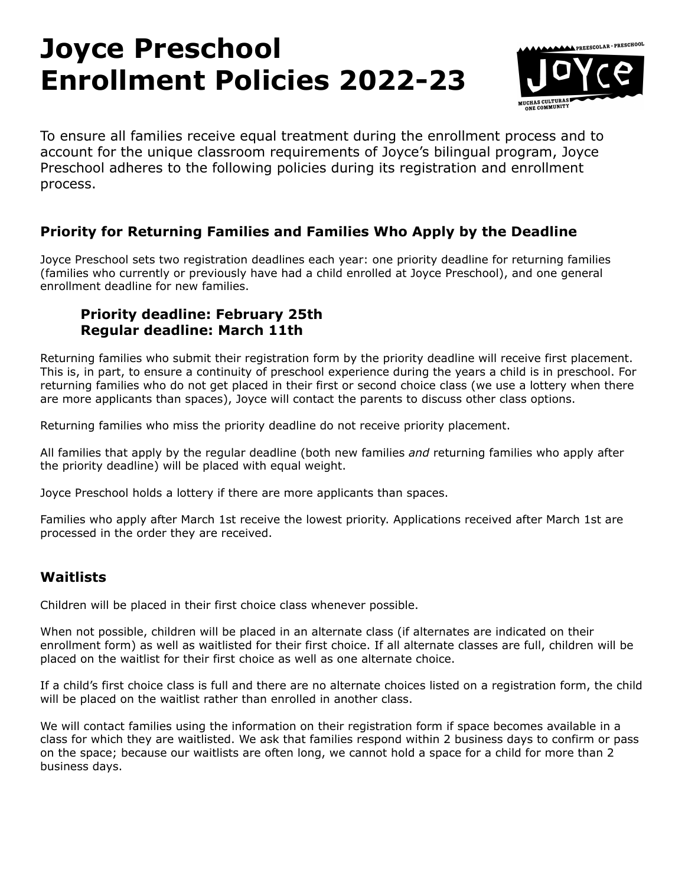# Joyce Preschool Enrollment Policies 2022-23

To ensure all families receive equal treatment during the enrollment process and to account for the unique classroom requirements of Joyce's bilingual program, Joyce Preschool adheres to the following policies during its registration and enrollment process.

## Priority for Returning Families and Families Who Apply by the Deadline

Joyce Preschool sets two registration deadlines each year: one priority deadline for returning families (families who currently or previously have had a child enrolled at Joyce Preschool), and one general enrollment deadline for new families.

**Priority deadline: February 25th**
**Regular deadline: March 11th**

Returning families who submit their registration form by the priority deadline will receive first placement. This is, in part, to ensure a continuity of preschool experience during the years a child is in preschool. For returning families who do not get placed in their first or second choice class (we use a lottery when there are more applicants than spaces), Joyce will contact the parents to discuss other class options.

Returning families who miss the priority deadline do not receive priority placement.

All families that apply by the regular deadline (both new families *and* returning families who apply after the priority deadline) will be placed with equal weight.

Joyce Preschool holds a lottery if there are more applicants than spaces.

Families who apply after March 1st receive the lowest priority. Applications received after March 1st are processed in the order they are received.

## Waitlists

Children will be placed in their first choice class whenever possible.

When not possible, children will be placed in an alternate class (if alternates are indicated on their enrollment form) as well as waitlisted for their first choice. If all alternate classes are full, children will be placed on the waitlist for their first choice as well as one alternate choice.

If a child's first choice class is full and there are no alternate choices listed on a registration form, the child will be placed on the waitlist rather than enrolled in another class.

We will contact families using the information on their registration form if space becomes available in a class for which they are waitlisted. We ask that families respond within 2 business days to confirm or pass on the space; because our waitlists are often long, we cannot hold a space for a child for more than 2 business days.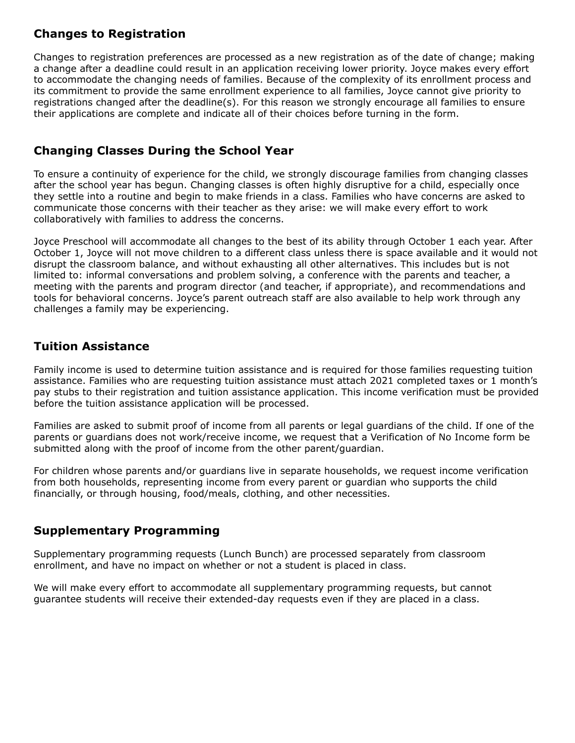## Changes to Registration

Changes to registration preferences are processed as a new registration as of the date of change; making a change after a deadline could result in an application receiving lower priority. Joyce makes every effort to accommodate the changing needs of families. Because of the complexity of its enrollment process and its commitment to provide the same enrollment experience to all families, Joyce cannot give priority to registrations changed after the deadline(s). For this reason we strongly encourage all families to ensure their applications are complete and indicate all of their choices before turning in the form.

## Changing Classes During the School Year

To ensure a continuity of experience for the child, we strongly discourage families from changing classes after the school year has begun. Changing classes is often highly disruptive for a child, especially once they settle into a routine and begin to make friends in a class. Families who have concerns are asked to communicate those concerns with their teacher as they arise: we will make every effort to work collaboratively with families to address the concerns.

Joyce Preschool will accommodate all changes to the best of its ability through October 1 each year. After October 1, Joyce will not move children to a different class unless there is space available and it would not disrupt the classroom balance, and without exhausting all other alternatives. This includes but is not limited to: informal conversations and problem solving, a conference with the parents and teacher, a meeting with the parents and program director (and teacher, if appropriate), and recommendations and tools for behavioral concerns. Joyce's parent outreach staff are also available to help work through any challenges a family may be experiencing.

## Tuition Assistance

Family income is used to determine tuition assistance and is required for those families requesting tuition assistance. Families who are requesting tuition assistance must attach 2021 completed taxes or 1 month's pay stubs to their registration and tuition assistance application. This income verification must be provided before the tuition assistance application will be processed.

Families are asked to submit proof of income from all parents or legal guardians of the child. If one of the parents or guardians does not work/receive income, we request that a Verification of No Income form be submitted along with the proof of income from the other parent/guardian.

For children whose parents and/or guardians live in separate households, we request income verification from both households, representing income from every parent or guardian who supports the child financially, or through housing, food/meals, clothing, and other necessities.

## Supplementary Programming

Supplementary programming requests (Lunch Bunch) are processed separately from classroom enrollment, and have no impact on whether or not a student is placed in class.

We will make every effort to accommodate all supplementary programming requests, but cannot guarantee students will receive their extended-day requests even if they are placed in a class.